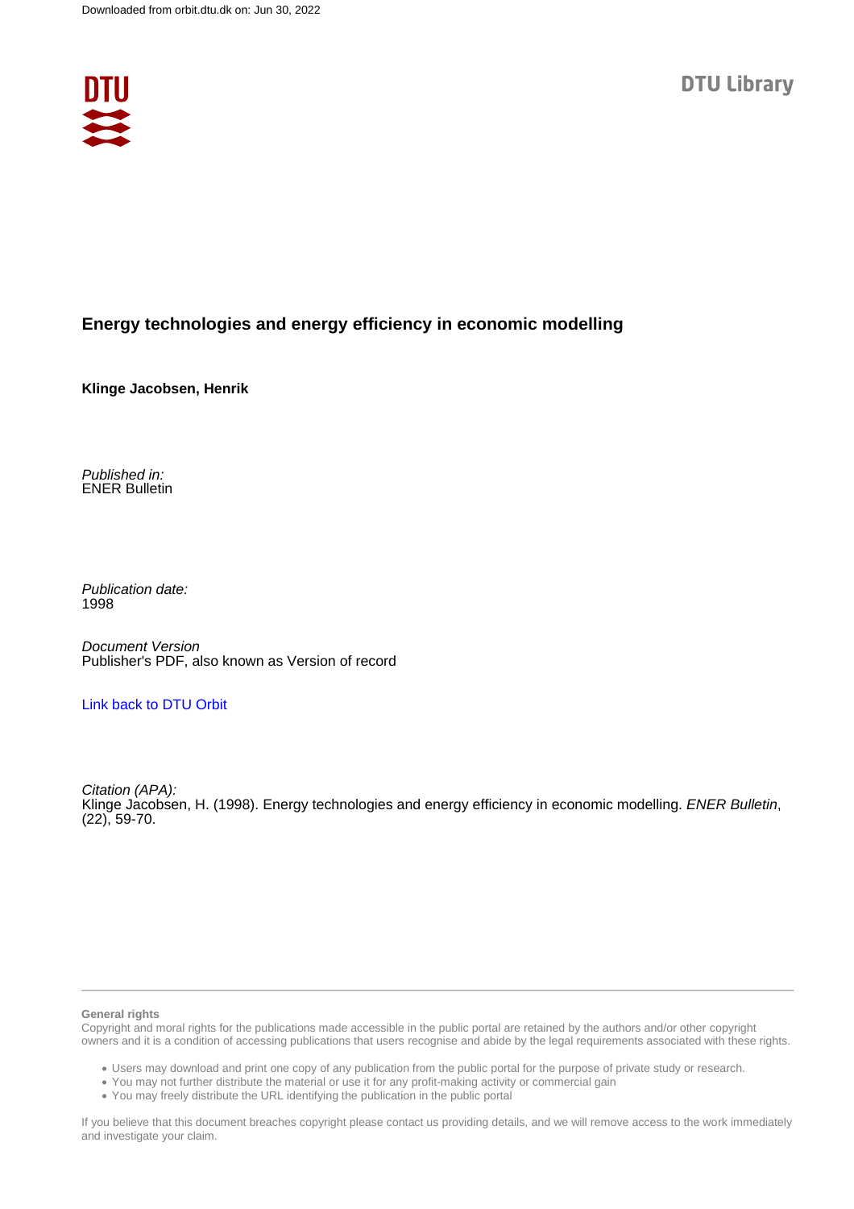Downloaded from orbit.dtu.dk on: Jun 30, 2022

DTU Library

# Energy technologies and energy efficiency in economic modelling

**Klinge Jacobsen, Henrik**

*Published in:*
ENER Bulletin

*Publication date:*
1998

*Document Version*
Publisher's PDF, also known as Version of record

Link back to DTU Orbit

*Citation (APA):*
Klinge Jacobsen, H. (1998). Energy technologies and energy efficiency in economic modelling. *ENER Bulletin*, (22), 59-70.

**General rights**
Copyright and moral rights for the publications made accessible in the public portal are retained by the authors and/or other copyright owners and it is a condition of accessing publications that users recognise and abide by the legal requirements associated with these rights.

- Users may download and print one copy of any publication from the public portal for the purpose of private study or research.
- You may not further distribute the material or use it for any profit-making activity or commercial gain
- You may freely distribute the URL identifying the publication in the public portal

If you believe that this document breaches copyright please contact us providing details, and we will remove access to the work immediately and investigate your claim.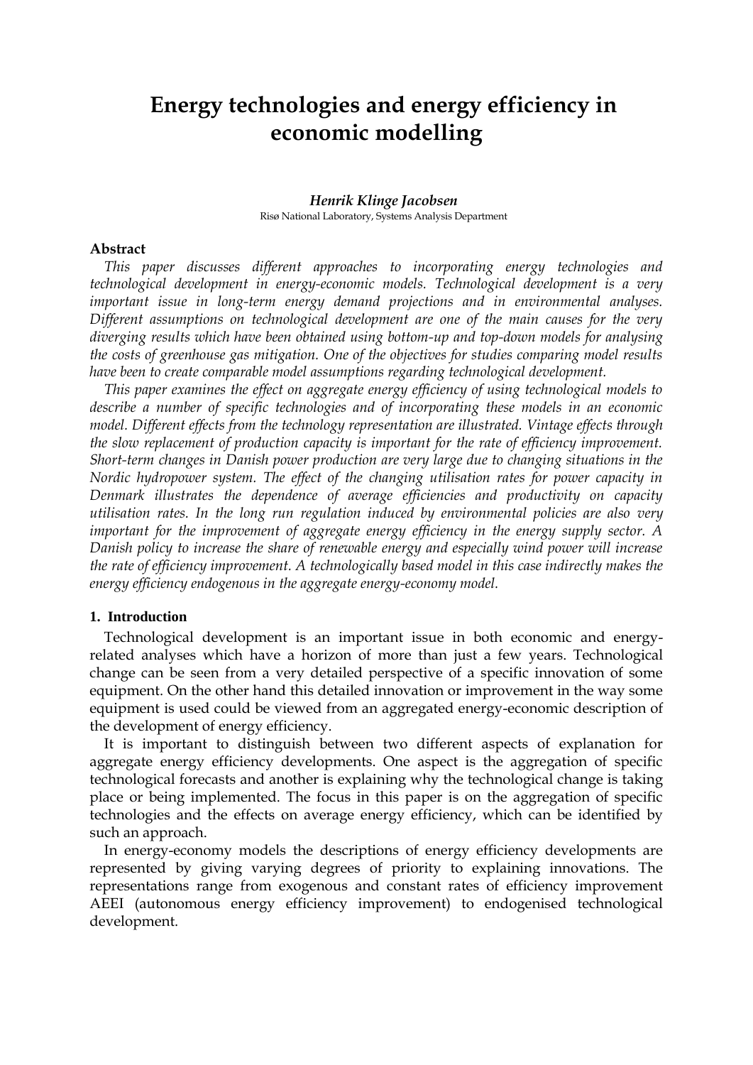# Energy technologies and energy efficiency in economic modelling

***Henrik Klinge Jacobsen***

Risø National Laboratory, Systems Analysis Department

**Abstract**

*This paper discusses different approaches to incorporating energy technologies and technological development in energy-economic models. Technological development is a very important issue in long-term energy demand projections and in environmental analyses. Different assumptions on technological development are one of the main causes for the very diverging results which have been obtained using bottom-up and top-down models for analysing the costs of greenhouse gas mitigation. One of the objectives for studies comparing model results have been to create comparable model assumptions regarding technological development.*

*This paper examines the effect on aggregate energy efficiency of using technological models to describe a number of specific technologies and of incorporating these models in an economic model. Different effects from the technology representation are illustrated. Vintage effects through the slow replacement of production capacity is important for the rate of efficiency improvement. Short-term changes in Danish power production are very large due to changing situations in the Nordic hydropower system. The effect of the changing utilisation rates for power capacity in Denmark illustrates the dependence of average efficiencies and productivity on capacity utilisation rates. In the long run regulation induced by environmental policies are also very important for the improvement of aggregate energy efficiency in the energy supply sector. A Danish policy to increase the share of renewable energy and especially wind power will increase the rate of efficiency improvement. A technologically based model in this case indirectly makes the energy efficiency endogenous in the aggregate energy-economy model.*

## 1. Introduction

Technological development is an important issue in both economic and energy-related analyses which have a horizon of more than just a few years. Technological change can be seen from a very detailed perspective of a specific innovation of some equipment. On the other hand this detailed innovation or improvement in the way some equipment is used could be viewed from an aggregated energy-economic description of the development of energy efficiency.

It is important to distinguish between two different aspects of explanation for aggregate energy efficiency developments. One aspect is the aggregation of specific technological forecasts and another is explaining why the technological change is taking place or being implemented. The focus in this paper is on the aggregation of specific technologies and the effects on average energy efficiency, which can be identified by such an approach.

In energy-economy models the descriptions of energy efficiency developments are represented by giving varying degrees of priority to explaining innovations. The representations range from exogenous and constant rates of efficiency improvement AEEI (autonomous energy efficiency improvement) to endogenised technological development.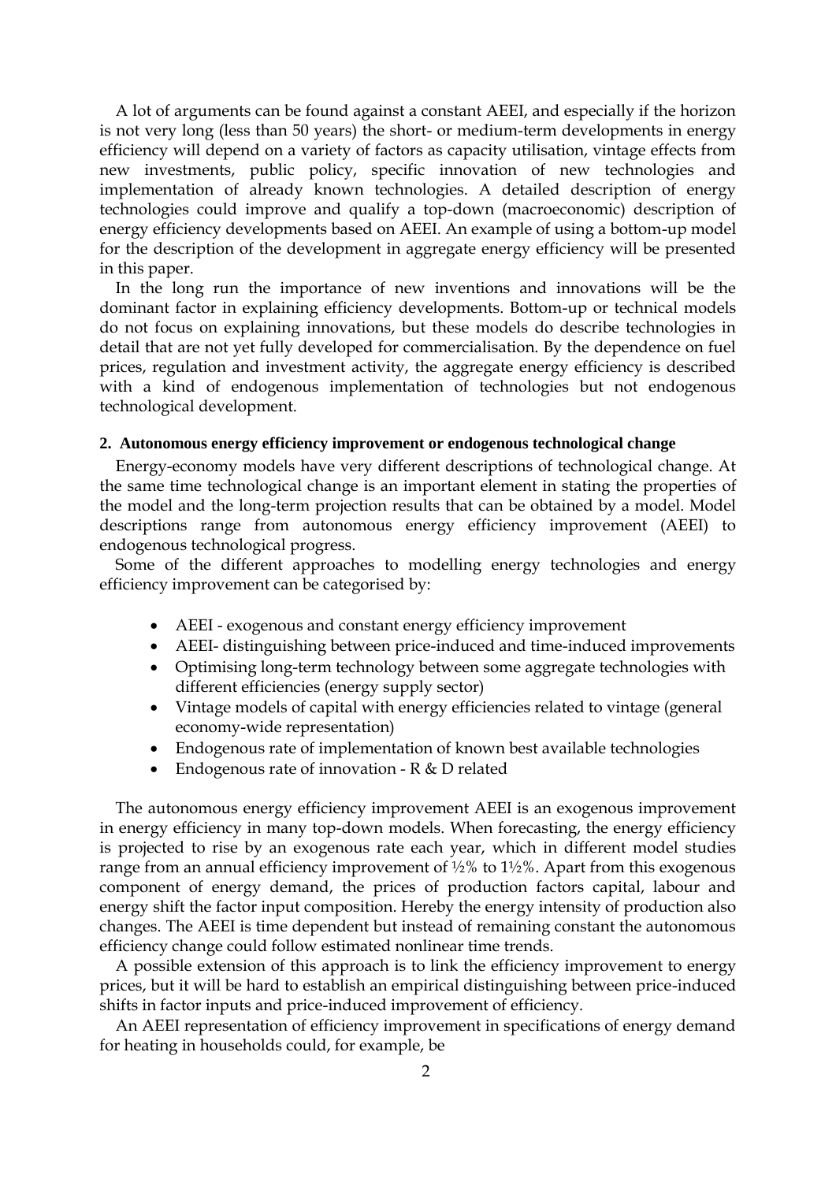A lot of arguments can be found against a constant AEEI, and especially if the horizon is not very long (less than 50 years) the short- or medium-term developments in energy efficiency will depend on a variety of factors as capacity utilisation, vintage effects from new investments, public policy, specific innovation of new technologies and implementation of already known technologies. A detailed description of energy technologies could improve and qualify a top-down (macroeconomic) description of energy efficiency developments based on AEEI. An example of using a bottom-up model for the description of the development in aggregate energy efficiency will be presented in this paper.

In the long run the importance of new inventions and innovations will be the dominant factor in explaining efficiency developments. Bottom-up or technical models do not focus on explaining innovations, but these models do describe technologies in detail that are not yet fully developed for commercialisation. By the dependence on fuel prices, regulation and investment activity, the aggregate energy efficiency is described with a kind of endogenous implementation of technologies but not endogenous technological development.

## 2. Autonomous energy efficiency improvement or endogenous technological change

Energy-economy models have very different descriptions of technological change. At the same time technological change is an important element in stating the properties of the model and the long-term projection results that can be obtained by a model. Model descriptions range from autonomous energy efficiency improvement (AEEI) to endogenous technological progress.

Some of the different approaches to modelling energy technologies and energy efficiency improvement can be categorised by:

- AEEI - exogenous and constant energy efficiency improvement
- AEEI- distinguishing between price-induced and time-induced improvements
- Optimising long-term technology between some aggregate technologies with different efficiencies (energy supply sector)
- Vintage models of capital with energy efficiencies related to vintage (general economy-wide representation)
- Endogenous rate of implementation of known best available technologies
- Endogenous rate of innovation - R & D related

The autonomous energy efficiency improvement AEEI is an exogenous improvement in energy efficiency in many top-down models. When forecasting, the energy efficiency is projected to rise by an exogenous rate each year, which in different model studies range from an annual efficiency improvement of ½% to 1½%. Apart from this exogenous component of energy demand, the prices of production factors capital, labour and energy shift the factor input composition. Hereby the energy intensity of production also changes. The AEEI is time dependent but instead of remaining constant the autonomous efficiency change could follow estimated nonlinear time trends.

A possible extension of this approach is to link the efficiency improvement to energy prices, but it will be hard to establish an empirical distinguishing between price-induced shifts in factor inputs and price-induced improvement of efficiency.

An AEEI representation of efficiency improvement in specifications of energy demand for heating in households could, for example, be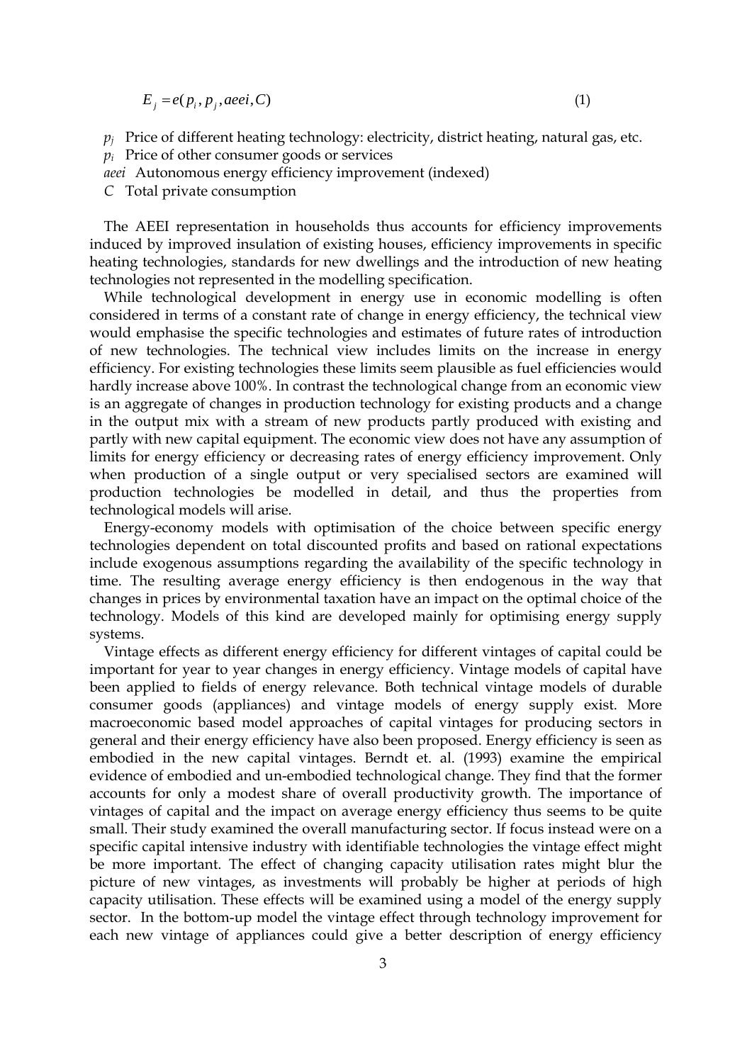$$E_j = e(p_i, p_j, aeei, C) \qquad (1)$$

$p_j$ Price of different heating technology: electricity, district heating, natural gas, etc.

$p_i$ Price of other consumer goods or services

$aeei$ Autonomous energy efficiency improvement (indexed)

$C$ Total private consumption

The AEEI representation in households thus accounts for efficiency improvements induced by improved insulation of existing houses, efficiency improvements in specific heating technologies, standards for new dwellings and the introduction of new heating technologies not represented in the modelling specification.

While technological development in energy use in economic modelling is often considered in terms of a constant rate of change in energy efficiency, the technical view would emphasise the specific technologies and estimates of future rates of introduction of new technologies. The technical view includes limits on the increase in energy efficiency. For existing technologies these limits seem plausible as fuel efficiencies would hardly increase above 100%. In contrast the technological change from an economic view is an aggregate of changes in production technology for existing products and a change in the output mix with a stream of new products partly produced with existing and partly with new capital equipment. The economic view does not have any assumption of limits for energy efficiency or decreasing rates of energy efficiency improvement. Only when production of a single output or very specialised sectors are examined will production technologies be modelled in detail, and thus the properties from technological models will arise.

Energy-economy models with optimisation of the choice between specific energy technologies dependent on total discounted profits and based on rational expectations include exogenous assumptions regarding the availability of the specific technology in time. The resulting average energy efficiency is then endogenous in the way that changes in prices by environmental taxation have an impact on the optimal choice of the technology. Models of this kind are developed mainly for optimising energy supply systems.

Vintage effects as different energy efficiency for different vintages of capital could be important for year to year changes in energy efficiency. Vintage models of capital have been applied to fields of energy relevance. Both technical vintage models of durable consumer goods (appliances) and vintage models of energy supply exist. More macroeconomic based model approaches of capital vintages for producing sectors in general and their energy efficiency have also been proposed. Energy efficiency is seen as embodied in the new capital vintages. Berndt et. al. (1993) examine the empirical evidence of embodied and un-embodied technological change. They find that the former accounts for only a modest share of overall productivity growth. The importance of vintages of capital and the impact on average energy efficiency thus seems to be quite small. Their study examined the overall manufacturing sector. If focus instead were on a specific capital intensive industry with identifiable technologies the vintage effect might be more important. The effect of changing capacity utilisation rates might blur the picture of new vintages, as investments will probably be higher at periods of high capacity utilisation. These effects will be examined using a model of the energy supply sector. In the bottom-up model the vintage effect through technology improvement for each new vintage of appliances could give a better description of energy efficiency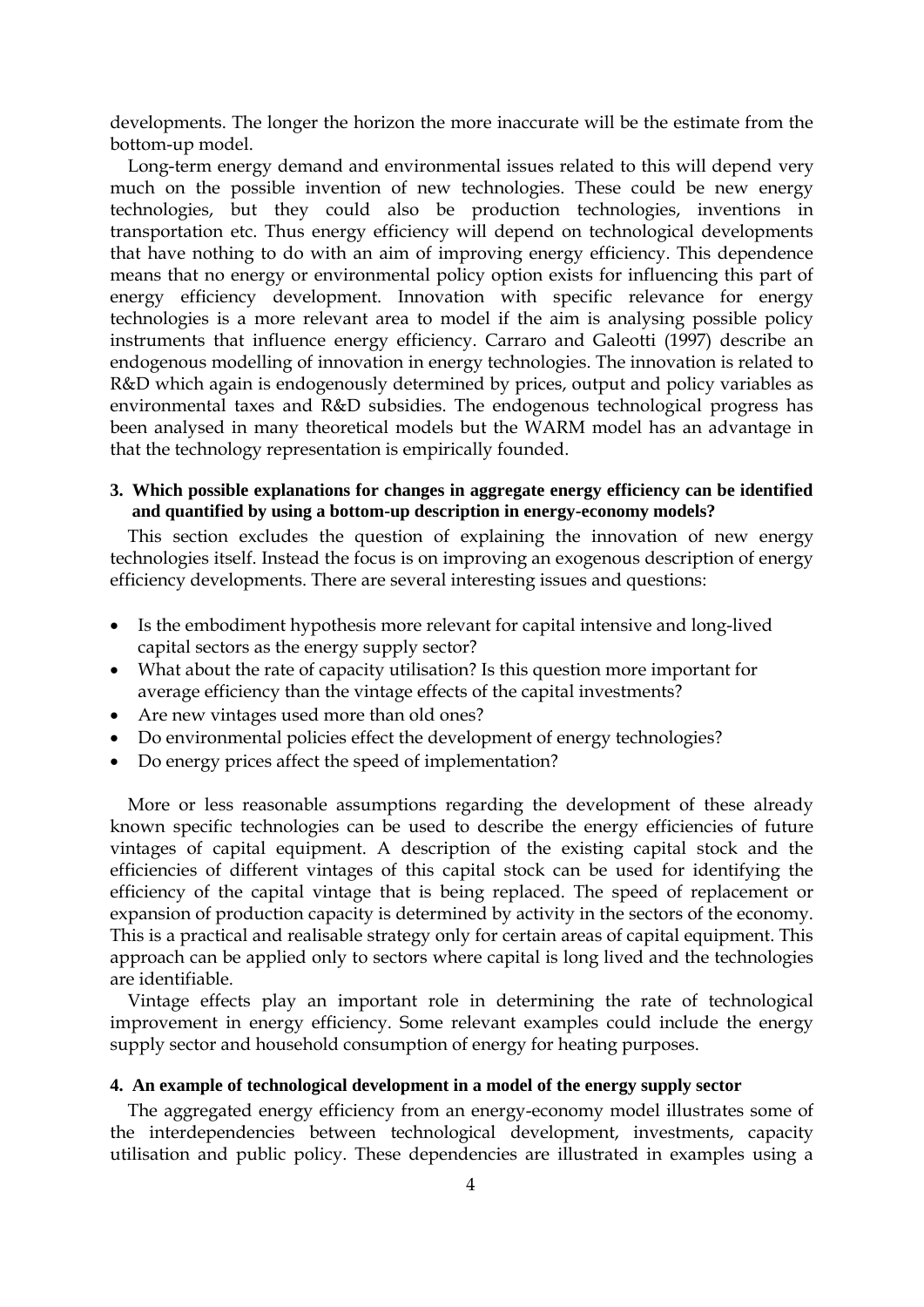developments. The longer the horizon the more inaccurate will be the estimate from the bottom-up model.

Long-term energy demand and environmental issues related to this will depend very much on the possible invention of new technologies. These could be new energy technologies, but they could also be production technologies, inventions in transportation etc. Thus energy efficiency will depend on technological developments that have nothing to do with an aim of improving energy efficiency. This dependence means that no energy or environmental policy option exists for influencing this part of energy efficiency development. Innovation with specific relevance for energy technologies is a more relevant area to model if the aim is analysing possible policy instruments that influence energy efficiency. Carraro and Galeotti (1997) describe an endogenous modelling of innovation in energy technologies. The innovation is related to R&D which again is endogenously determined by prices, output and policy variables as environmental taxes and R&D subsidies. The endogenous technological progress has been analysed in many theoretical models but the WARM model has an advantage in that the technology representation is empirically founded.

## 3. Which possible explanations for changes in aggregate energy efficiency can be identified and quantified by using a bottom-up description in energy-economy models?

This section excludes the question of explaining the innovation of new energy technologies itself. Instead the focus is on improving an exogenous description of energy efficiency developments. There are several interesting issues and questions:

- Is the embodiment hypothesis more relevant for capital intensive and long-lived capital sectors as the energy supply sector?
- What about the rate of capacity utilisation? Is this question more important for average efficiency than the vintage effects of the capital investments?
- Are new vintages used more than old ones?
- Do environmental policies effect the development of energy technologies?
- Do energy prices affect the speed of implementation?

More or less reasonable assumptions regarding the development of these already known specific technologies can be used to describe the energy efficiencies of future vintages of capital equipment. A description of the existing capital stock and the efficiencies of different vintages of this capital stock can be used for identifying the efficiency of the capital vintage that is being replaced. The speed of replacement or expansion of production capacity is determined by activity in the sectors of the economy. This is a practical and realisable strategy only for certain areas of capital equipment. This approach can be applied only to sectors where capital is long lived and the technologies are identifiable.

Vintage effects play an important role in determining the rate of technological improvement in energy efficiency. Some relevant examples could include the energy supply sector and household consumption of energy for heating purposes.

## 4. An example of technological development in a model of the energy supply sector

The aggregated energy efficiency from an energy-economy model illustrates some of the interdependencies between technological development, investments, capacity utilisation and public policy. These dependencies are illustrated in examples using a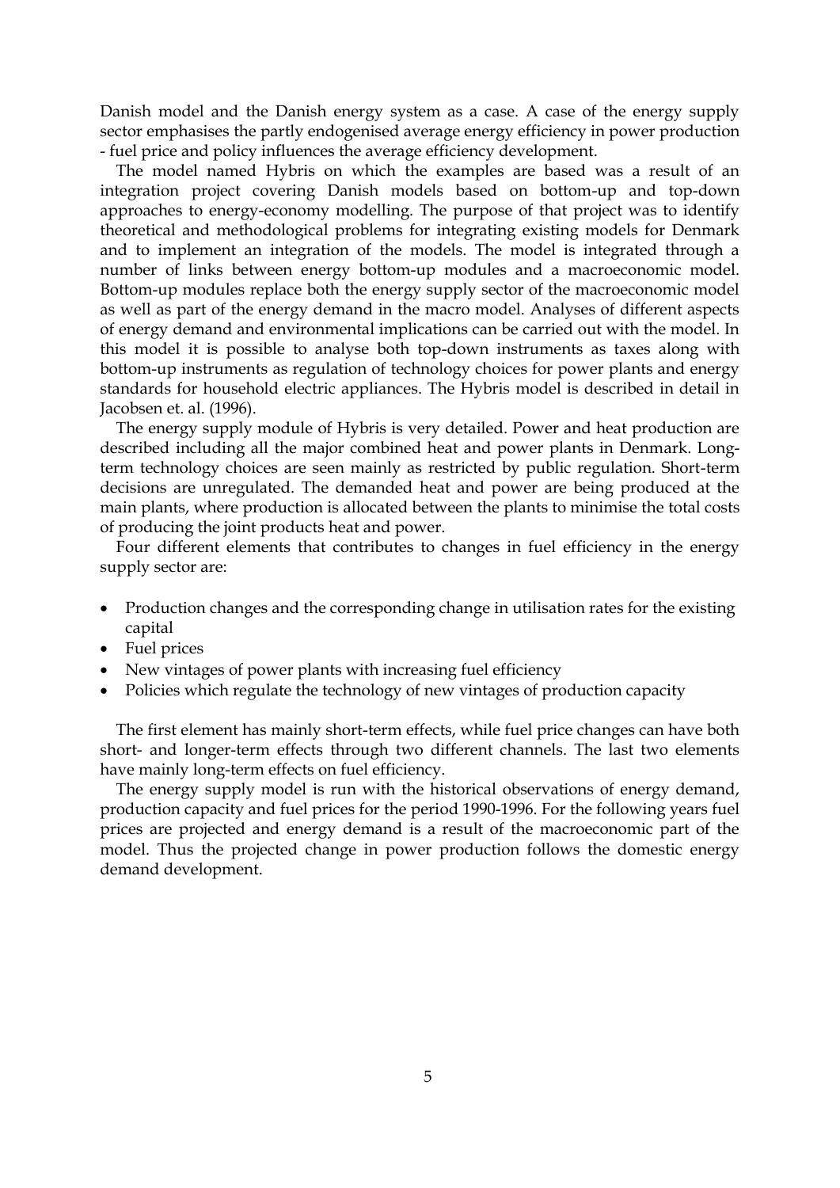Danish model and the Danish energy system as a case. A case of the energy supply sector emphasises the partly endogenised average energy efficiency in power production - fuel price and policy influences the average efficiency development.

The model named Hybris on which the examples are based was a result of an integration project covering Danish models based on bottom-up and top-down approaches to energy-economy modelling. The purpose of that project was to identify theoretical and methodological problems for integrating existing models for Denmark and to implement an integration of the models. The model is integrated through a number of links between energy bottom-up modules and a macroeconomic model. Bottom-up modules replace both the energy supply sector of the macroeconomic model as well as part of the energy demand in the macro model. Analyses of different aspects of energy demand and environmental implications can be carried out with the model. In this model it is possible to analyse both top-down instruments as taxes along with bottom-up instruments as regulation of technology choices for power plants and energy standards for household electric appliances. The Hybris model is described in detail in Jacobsen et. al. (1996).

The energy supply module of Hybris is very detailed. Power and heat production are described including all the major combined heat and power plants in Denmark. Long-term technology choices are seen mainly as restricted by public regulation. Short-term decisions are unregulated. The demanded heat and power are being produced at the main plants, where production is allocated between the plants to minimise the total costs of producing the joint products heat and power.

Four different elements that contributes to changes in fuel efficiency in the energy supply sector are:

- Production changes and the corresponding change in utilisation rates for the existing capital
- Fuel prices
- New vintages of power plants with increasing fuel efficiency
- Policies which regulate the technology of new vintages of production capacity

The first element has mainly short-term effects, while fuel price changes can have both short- and longer-term effects through two different channels. The last two elements have mainly long-term effects on fuel efficiency.

The energy supply model is run with the historical observations of energy demand, production capacity and fuel prices for the period 1990-1996. For the following years fuel prices are projected and energy demand is a result of the macroeconomic part of the model. Thus the projected change in power production follows the domestic energy demand development.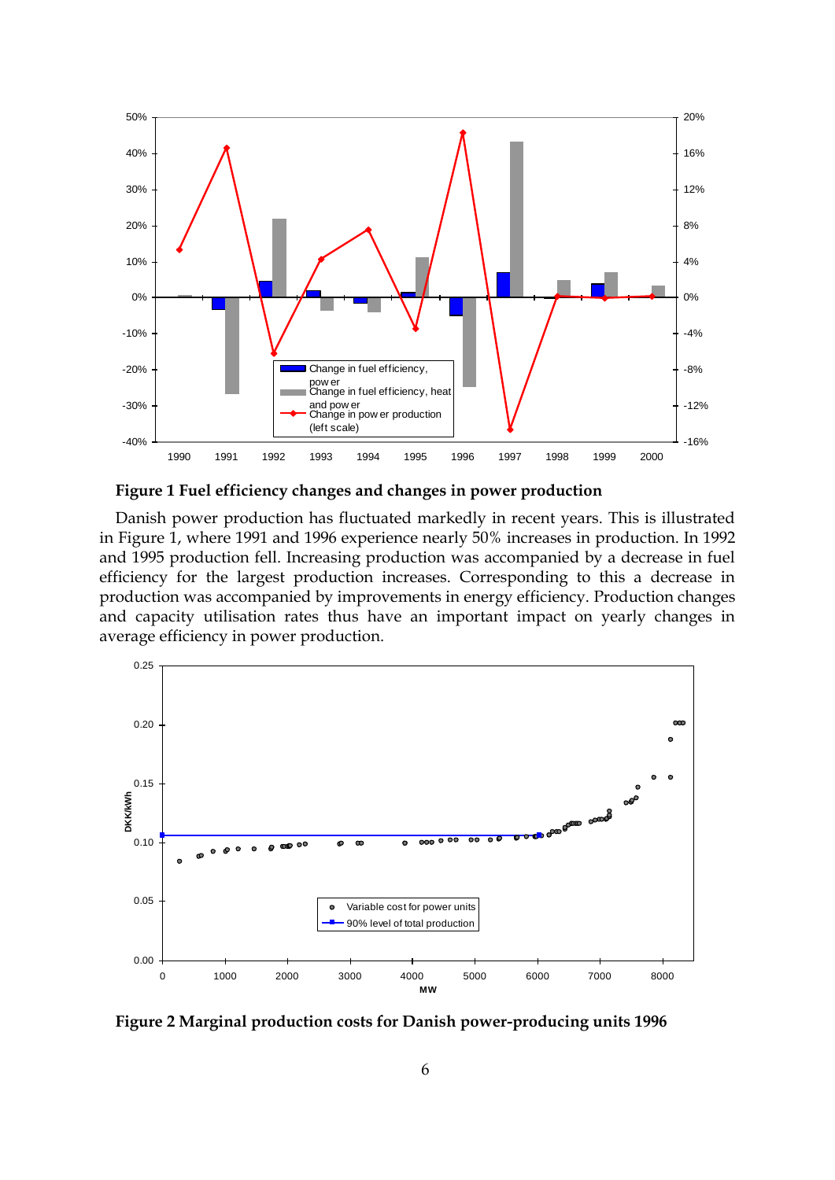**Figure 1 Fuel efficiency changes and changes in power production**

Danish power production has fluctuated markedly in recent years. This is illustrated in Figure 1, where 1991 and 1996 experience nearly 50% increases in production. In 1992 and 1995 production fell. Increasing production was accompanied by a decrease in fuel efficiency for the largest production increases. Corresponding to this a decrease in production was accompanied by improvements in energy efficiency. Production changes and capacity utilisation rates thus have an important impact on yearly changes in average efficiency in power production.

**Figure 2 Marginal production costs for Danish power-producing units 1996**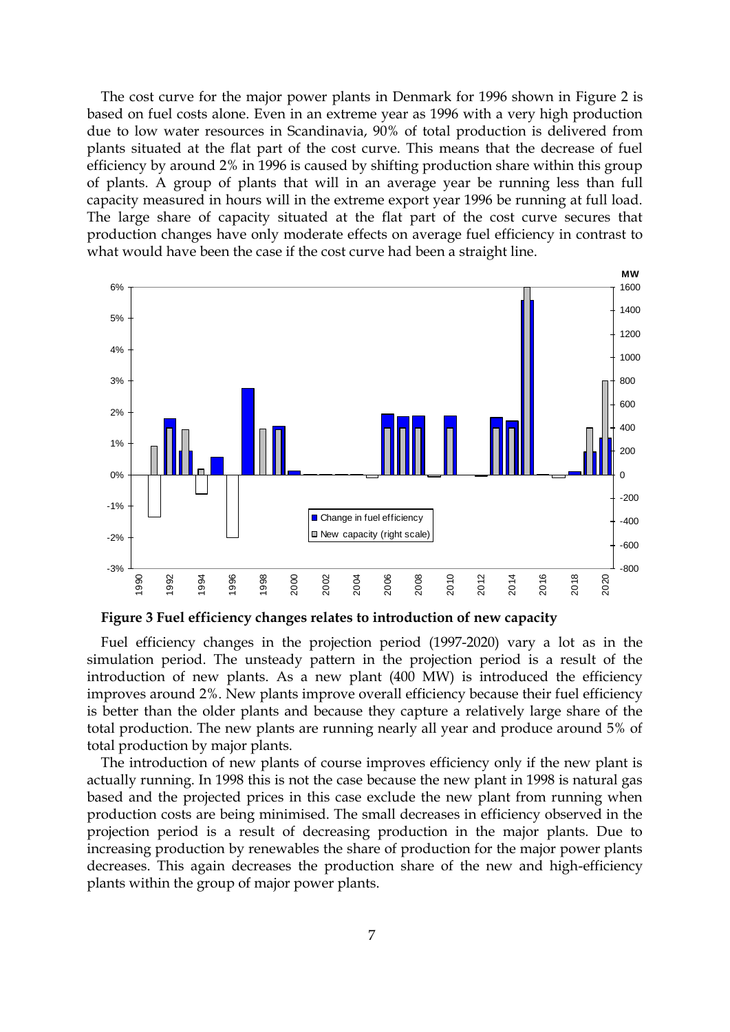The cost curve for the major power plants in Denmark for 1996 shown in Figure 2 is based on fuel costs alone. Even in an extreme year as 1996 with a very high production due to low water resources in Scandinavia, 90% of total production is delivered from plants situated at the flat part of the cost curve. This means that the decrease of fuel efficiency by around 2% in 1996 is caused by shifting production share within this group of plants. A group of plants that will in an average year be running less than full capacity measured in hours will in the extreme export year 1996 be running at full load. The large share of capacity situated at the flat part of the cost curve secures that production changes have only moderate effects on average fuel efficiency in contrast to what would have been the case if the cost curve had been a straight line.

**Figure 3 Fuel efficiency changes relates to introduction of new capacity**

Fuel efficiency changes in the projection period (1997-2020) vary a lot as in the simulation period. The unsteady pattern in the projection period is a result of the introduction of new plants. As a new plant (400 MW) is introduced the efficiency improves around 2%. New plants improve overall efficiency because their fuel efficiency is better than the older plants and because they capture a relatively large share of the total production. The new plants are running nearly all year and produce around 5% of total production by major plants.

The introduction of new plants of course improves efficiency only if the new plant is actually running. In 1998 this is not the case because the new plant in 1998 is natural gas based and the projected prices in this case exclude the new plant from running when production costs are being minimised. The small decreases in efficiency observed in the projection period is a result of decreasing production in the major plants. Due to increasing production by renewables the share of production for the major power plants decreases. This again decreases the production share of the new and high-efficiency plants within the group of major power plants.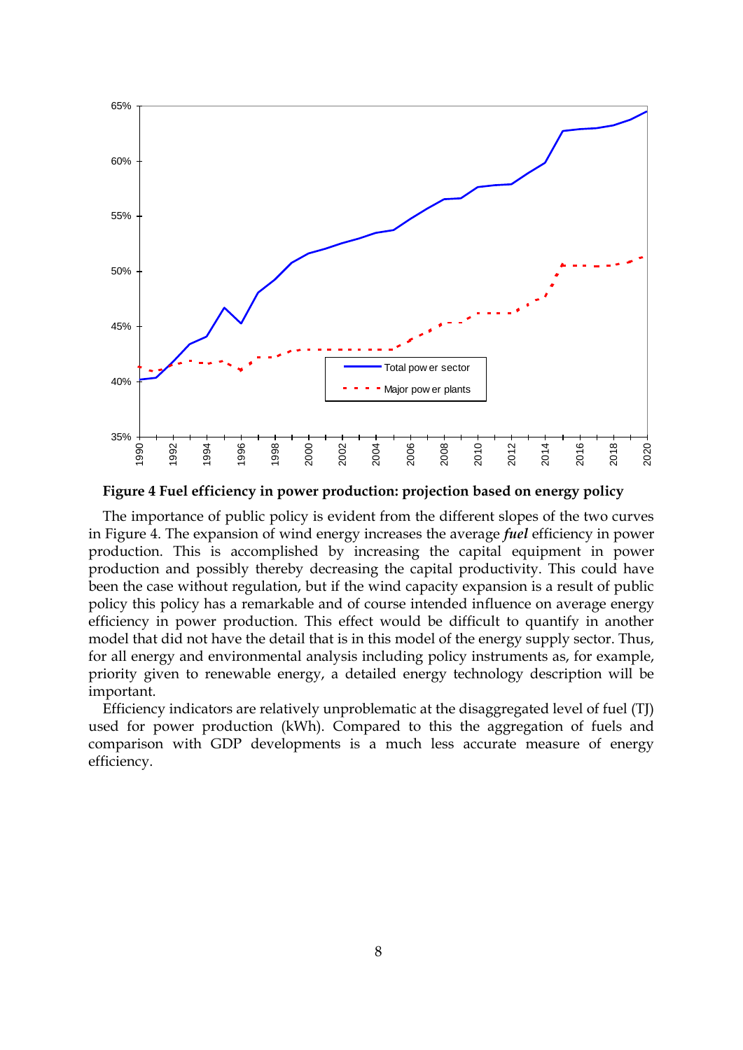**Figure 4 Fuel efficiency in power production: projection based on energy policy**

The importance of public policy is evident from the different slopes of the two curves in Figure 4. The expansion of wind energy increases the average ***fuel*** efficiency in power production. This is accomplished by increasing the capital equipment in power production and possibly thereby decreasing the capital productivity. This could have been the case without regulation, but if the wind capacity expansion is a result of public policy this policy has a remarkable and of course intended influence on average energy efficiency in power production. This effect would be difficult to quantify in another model that did not have the detail that is in this model of the energy supply sector. Thus, for all energy and environmental analysis including policy instruments as, for example, priority given to renewable energy, a detailed energy technology description will be important.

Efficiency indicators are relatively unproblematic at the disaggregated level of fuel (TJ) used for power production (kWh). Compared to this the aggregation of fuels and comparison with GDP developments is a much less accurate measure of energy efficiency.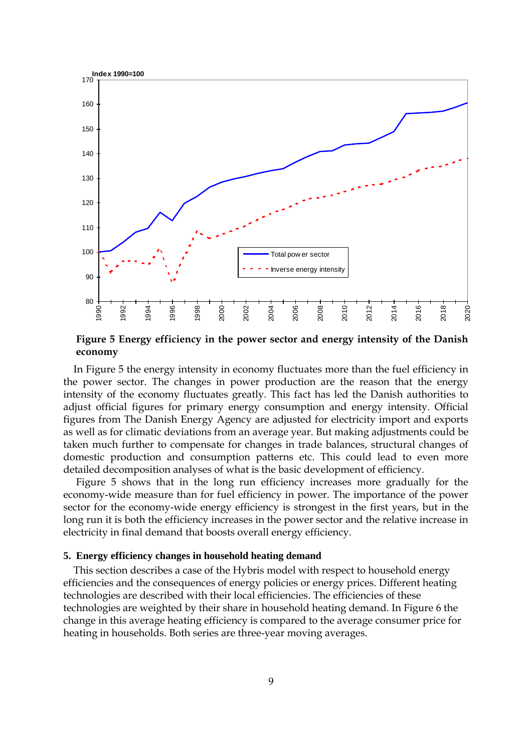**Figure 5 Energy efficiency in the power sector and energy intensity of the Danish economy**

In Figure 5 the energy intensity in economy fluctuates more than the fuel efficiency in the power sector. The changes in power production are the reason that the energy intensity of the economy fluctuates greatly. This fact has led the Danish authorities to adjust official figures for primary energy consumption and energy intensity. Official figures from The Danish Energy Agency are adjusted for electricity import and exports as well as for climatic deviations from an average year. But making adjustments could be taken much further to compensate for changes in trade balances, structural changes of domestic production and consumption patterns etc. This could lead to even more detailed decomposition analyses of what is the basic development of efficiency.

Figure 5 shows that in the long run efficiency increases more gradually for the economy-wide measure than for fuel efficiency in power. The importance of the power sector for the economy-wide energy efficiency is strongest in the first years, but in the long run it is both the efficiency increases in the power sector and the relative increase in electricity in final demand that boosts overall energy efficiency.

## 5. Energy efficiency changes in household heating demand

This section describes a case of the Hybris model with respect to household energy efficiencies and the consequences of energy policies or energy prices. Different heating technologies are described with their local efficiencies. The efficiencies of these technologies are weighted by their share in household heating demand. In Figure 6 the change in this average heating efficiency is compared to the average consumer price for heating in households. Both series are three-year moving averages.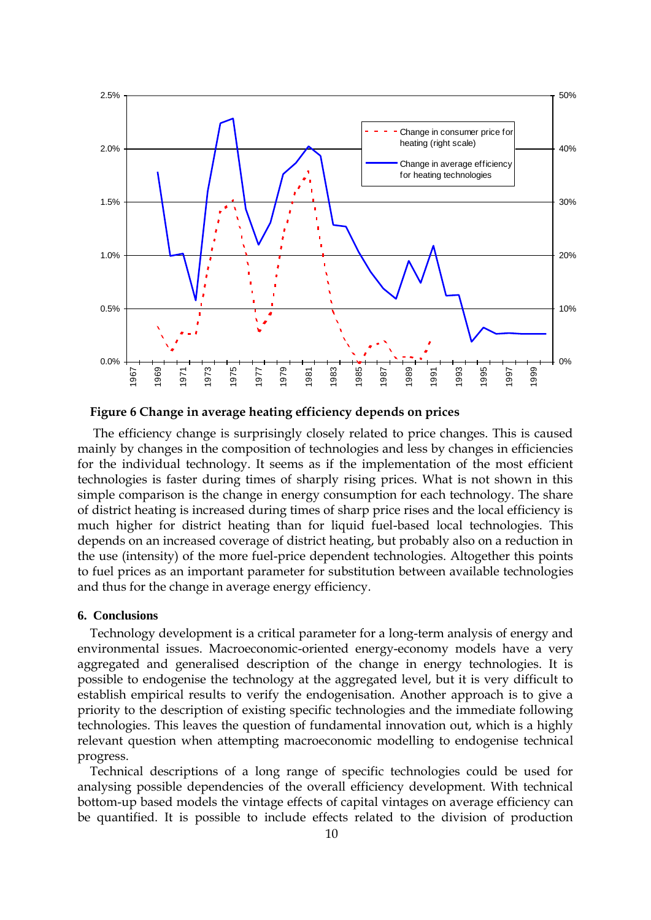**Figure 6 Change in average heating efficiency depends on prices**

The efficiency change is surprisingly closely related to price changes. This is caused mainly by changes in the composition of technologies and less by changes in efficiencies for the individual technology. It seems as if the implementation of the most efficient technologies is faster during times of sharply rising prices. What is not shown in this simple comparison is the change in energy consumption for each technology. The share of district heating is increased during times of sharp price rises and the local efficiency is much higher for district heating than for liquid fuel-based local technologies. This depends on an increased coverage of district heating, but probably also on a reduction in the use (intensity) of the more fuel-price dependent technologies. Altogether this points to fuel prices as an important parameter for substitution between available technologies and thus for the change in average energy efficiency.

## 6. Conclusions

Technology development is a critical parameter for a long-term analysis of energy and environmental issues. Macroeconomic-oriented energy-economy models have a very aggregated and generalised description of the change in energy technologies. It is possible to endogenise the technology at the aggregated level, but it is very difficult to establish empirical results to verify the endogenisation. Another approach is to give a priority to the description of existing specific technologies and the immediate following technologies. This leaves the question of fundamental innovation out, which is a highly relevant question when attempting macroeconomic modelling to endogenise technical progress.

Technical descriptions of a long range of specific technologies could be used for analysing possible dependencies of the overall efficiency development. With technical bottom-up based models the vintage effects of capital vintages on average efficiency can be quantified. It is possible to include effects related to the division of production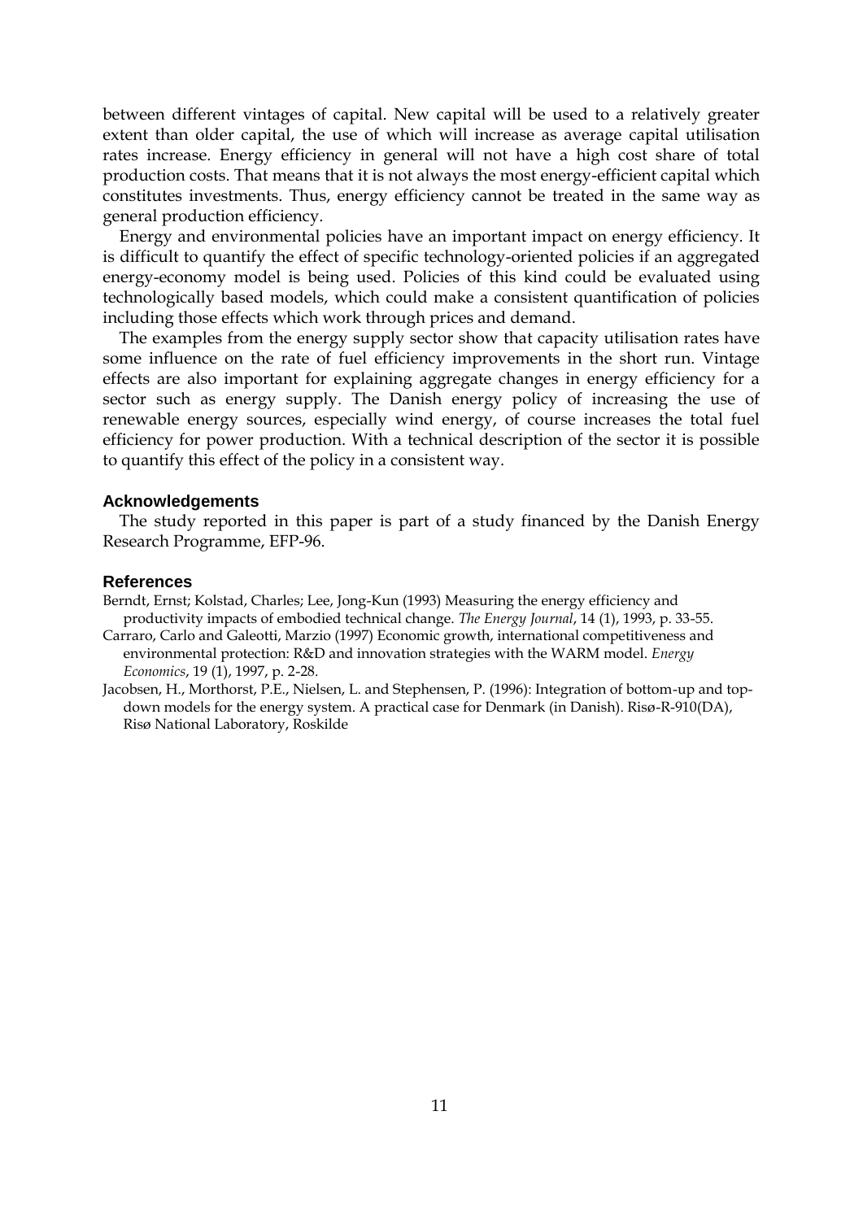between different vintages of capital. New capital will be used to a relatively greater extent than older capital, the use of which will increase as average capital utilisation rates increase. Energy efficiency in general will not have a high cost share of total production costs. That means that it is not always the most energy-efficient capital which constitutes investments. Thus, energy efficiency cannot be treated in the same way as general production efficiency.

Energy and environmental policies have an important impact on energy efficiency. It is difficult to quantify the effect of specific technology-oriented policies if an aggregated energy-economy model is being used. Policies of this kind could be evaluated using technologically based models, which could make a consistent quantification of policies including those effects which work through prices and demand.

The examples from the energy supply sector show that capacity utilisation rates have some influence on the rate of fuel efficiency improvements in the short run. Vintage effects are also important for explaining aggregate changes in energy efficiency for a sector such as energy supply. The Danish energy policy of increasing the use of renewable energy sources, especially wind energy, of course increases the total fuel efficiency for power production. With a technical description of the sector it is possible to quantify this effect of the policy in a consistent way.

### Acknowledgements

The study reported in this paper is part of a study financed by the Danish Energy Research Programme, EFP-96.

### References

Berndt, Ernst; Kolstad, Charles; Lee, Jong-Kun (1993) Measuring the energy efficiency and productivity impacts of embodied technical change. *The Energy Journal*, 14 (1), 1993, p. 33-55.

Carraro, Carlo and Galeotti, Marzio (1997) Economic growth, international competitiveness and environmental protection: R&D and innovation strategies with the WARM model. *Energy Economics*, 19 (1), 1997, p. 2-28.

Jacobsen, H., Morthorst, P.E., Nielsen, L. and Stephensen, P. (1996): Integration of bottom-up and top-down models for the energy system. A practical case for Denmark (in Danish). Risø-R-910(DA), Risø National Laboratory, Roskilde